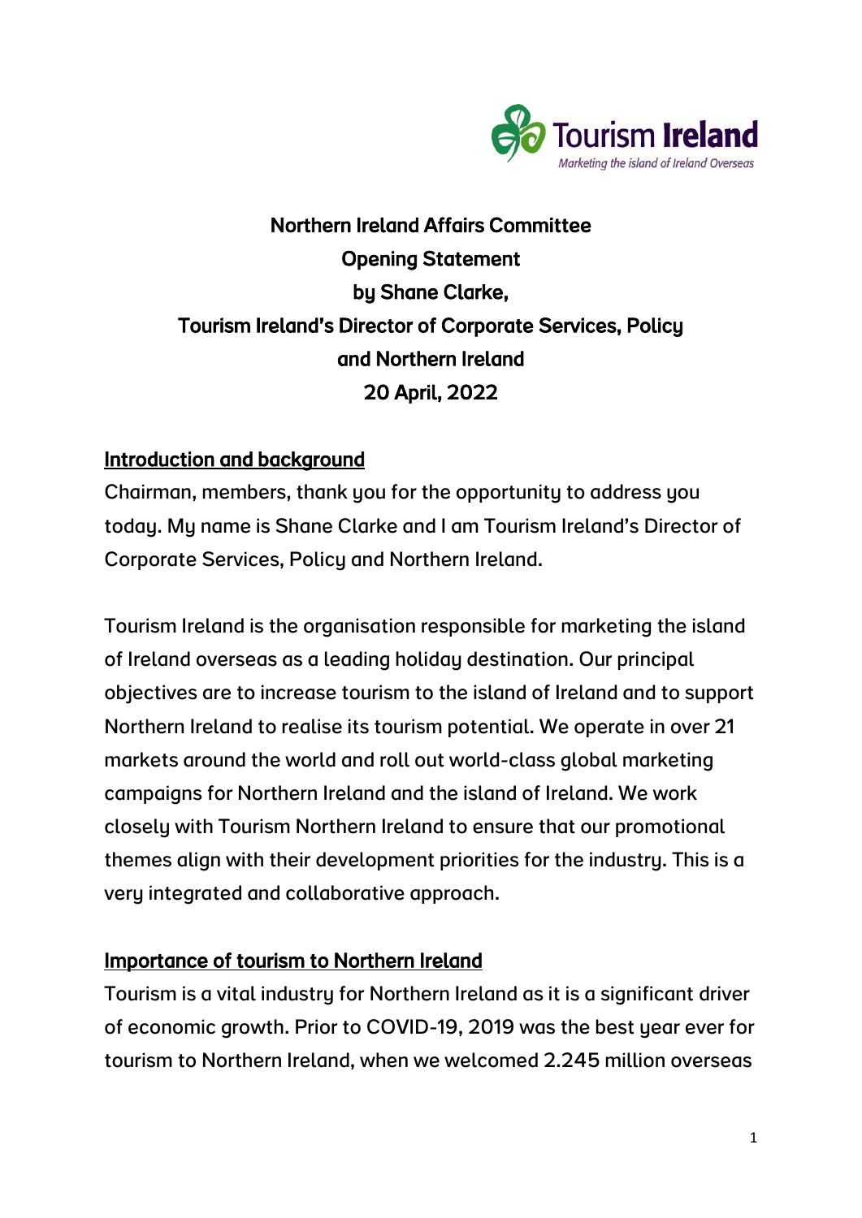Tourism Ireland
*Marketing the island of Ireland Overseas*

**Northern Ireland Affairs Committee**
**Opening Statement**
**by Shane Clarke,**
**Tourism Ireland's Director of Corporate Services, Policy and Northern Ireland**
**20 April, 2022**

## Introduction and background

Chairman, members, thank you for the opportunity to address you today. My name is Shane Clarke and I am Tourism Ireland's Director of Corporate Services, Policy and Northern Ireland.

Tourism Ireland is the organisation responsible for marketing the island of Ireland overseas as a leading holiday destination. Our principal objectives are to increase tourism to the island of Ireland and to support Northern Ireland to realise its tourism potential. We operate in over 21 markets around the world and roll out world-class global marketing campaigns for Northern Ireland and the island of Ireland. We work closely with Tourism Northern Ireland to ensure that our promotional themes align with their development priorities for the industry. This is a very integrated and collaborative approach.

## Importance of tourism to Northern Ireland

Tourism is a vital industry for Northern Ireland as it is a significant driver of economic growth. Prior to COVID-19, 2019 was the best year ever for tourism to Northern Ireland, when we welcomed 2.245 million overseas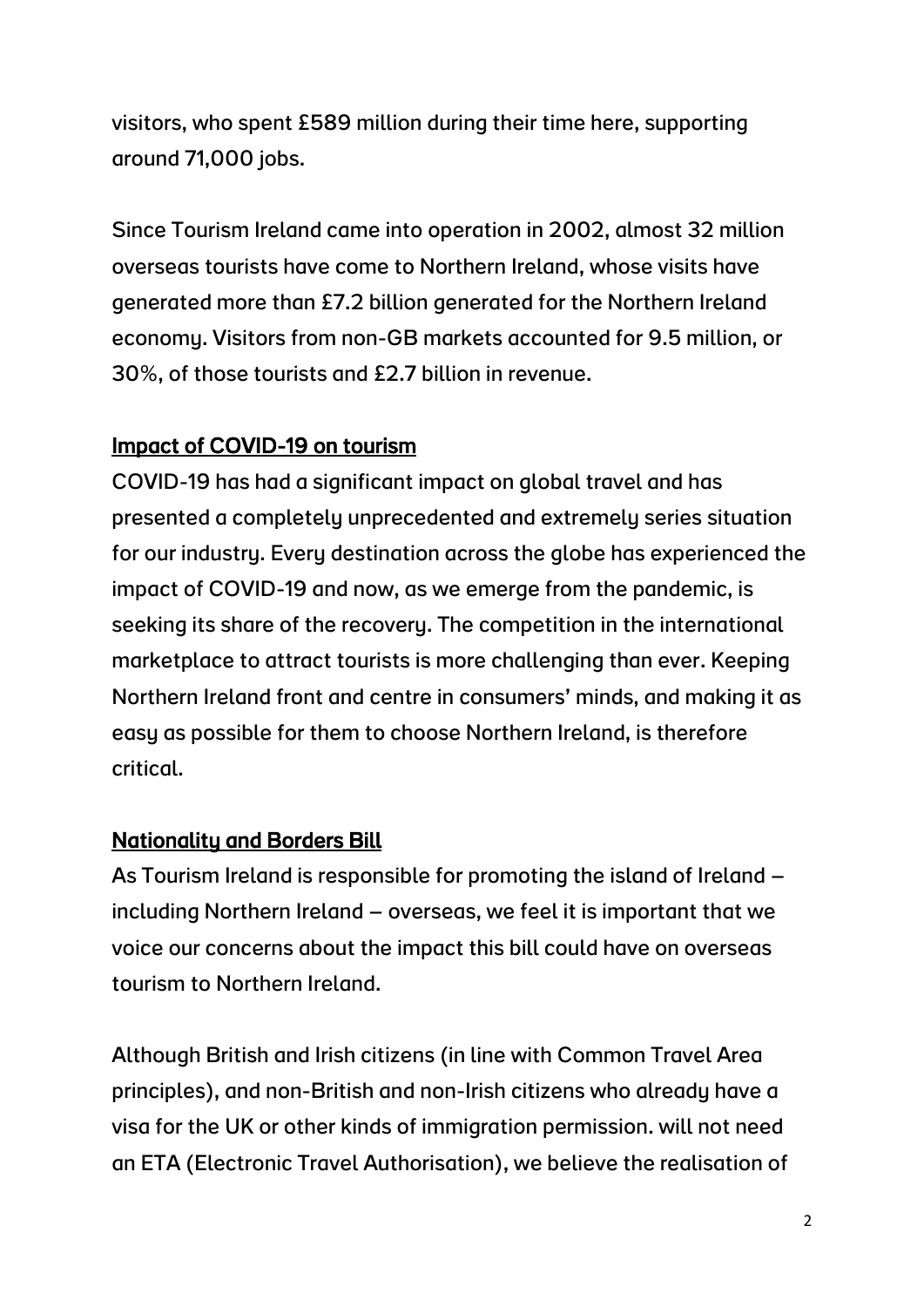visitors, who spent £589 million during their time here, supporting around 71,000 jobs.

Since Tourism Ireland came into operation in 2002, almost 32 million overseas tourists have come to Northern Ireland, whose visits have generated more than £7.2 billion generated for the Northern Ireland economy. Visitors from non-GB markets accounted for 9.5 million, or 30%, of those tourists and £2.7 billion in revenue.

## Impact of COVID-19 on tourism

COVID-19 has had a significant impact on global travel and has presented a completely unprecedented and extremely series situation for our industry. Every destination across the globe has experienced the impact of COVID-19 and now, as we emerge from the pandemic, is seeking its share of the recovery. The competition in the international marketplace to attract tourists is more challenging than ever. Keeping Northern Ireland front and centre in consumers' minds, and making it as easy as possible for them to choose Northern Ireland, is therefore critical.

## Nationality and Borders Bill

As Tourism Ireland is responsible for promoting the island of Ireland – including Northern Ireland – overseas, we feel it is important that we voice our concerns about the impact this bill could have on overseas tourism to Northern Ireland.

Although British and Irish citizens (in line with Common Travel Area principles), and non-British and non-Irish citizens who already have a visa for the UK or other kinds of immigration permission. will not need an ETA (Electronic Travel Authorisation), we believe the realisation of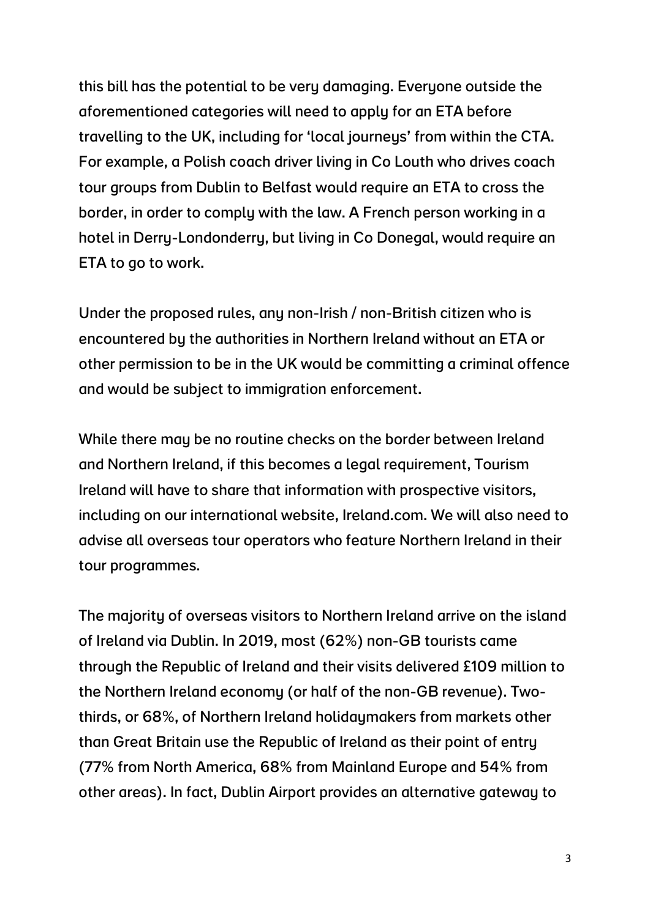this bill has the potential to be very damaging. Everyone outside the aforementioned categories will need to apply for an ETA before travelling to the UK, including for 'local journeys' from within the CTA. For example, a Polish coach driver living in Co Louth who drives coach tour groups from Dublin to Belfast would require an ETA to cross the border, in order to comply with the law. A French person working in a hotel in Derry-Londonderry, but living in Co Donegal, would require an ETA to go to work.

Under the proposed rules, any non-Irish / non-British citizen who is encountered by the authorities in Northern Ireland without an ETA or other permission to be in the UK would be committing a criminal offence and would be subject to immigration enforcement.

While there may be no routine checks on the border between Ireland and Northern Ireland, if this becomes a legal requirement, Tourism Ireland will have to share that information with prospective visitors, including on our international website, Ireland.com. We will also need to advise all overseas tour operators who feature Northern Ireland in their tour programmes.

The majority of overseas visitors to Northern Ireland arrive on the island of Ireland via Dublin. In 2019, most (62%) non-GB tourists came through the Republic of Ireland and their visits delivered £109 million to the Northern Ireland economy (or half of the non-GB revenue). Two-thirds, or 68%, of Northern Ireland holidaymakers from markets other than Great Britain use the Republic of Ireland as their point of entry (77% from North America, 68% from Mainland Europe and 54% from other areas). In fact, Dublin Airport provides an alternative gateway to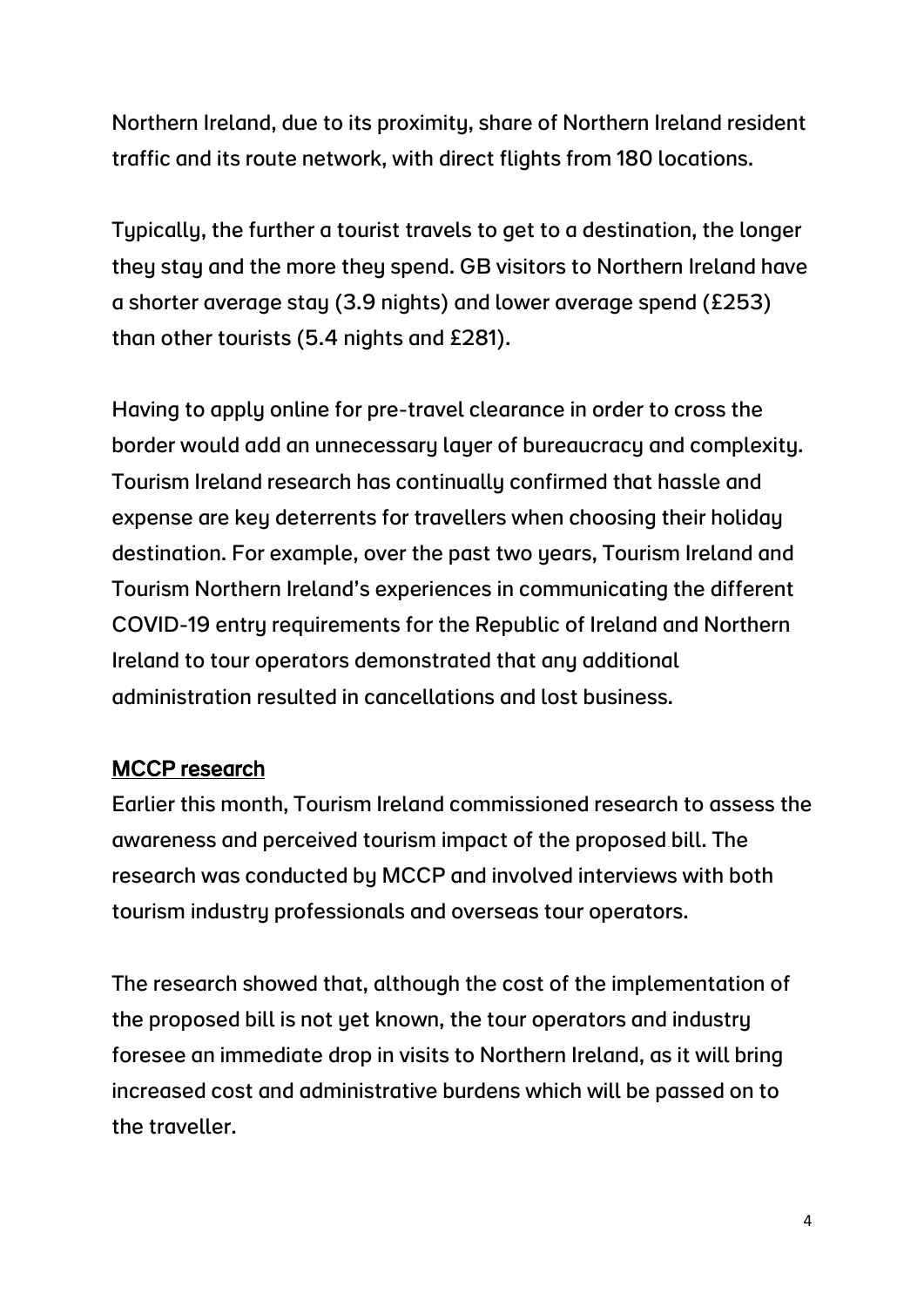Northern Ireland, due to its proximity, share of Northern Ireland resident traffic and its route network, with direct flights from 180 locations.

Typically, the further a tourist travels to get to a destination, the longer they stay and the more they spend. GB visitors to Northern Ireland have a shorter average stay (3.9 nights) and lower average spend (£253) than other tourists (5.4 nights and £281).

Having to apply online for pre-travel clearance in order to cross the border would add an unnecessary layer of bureaucracy and complexity. Tourism Ireland research has continually confirmed that hassle and expense are key deterrents for travellers when choosing their holiday destination. For example, over the past two years, Tourism Ireland and Tourism Northern Ireland's experiences in communicating the different COVID-19 entry requirements for the Republic of Ireland and Northern Ireland to tour operators demonstrated that any additional administration resulted in cancellations and lost business.

## MCCP research

Earlier this month, Tourism Ireland commissioned research to assess the awareness and perceived tourism impact of the proposed bill. The research was conducted by MCCP and involved interviews with both tourism industry professionals and overseas tour operators.

The research showed that, although the cost of the implementation of the proposed bill is not yet known, the tour operators and industry foresee an immediate drop in visits to Northern Ireland, as it will bring increased cost and administrative burdens which will be passed on to the traveller.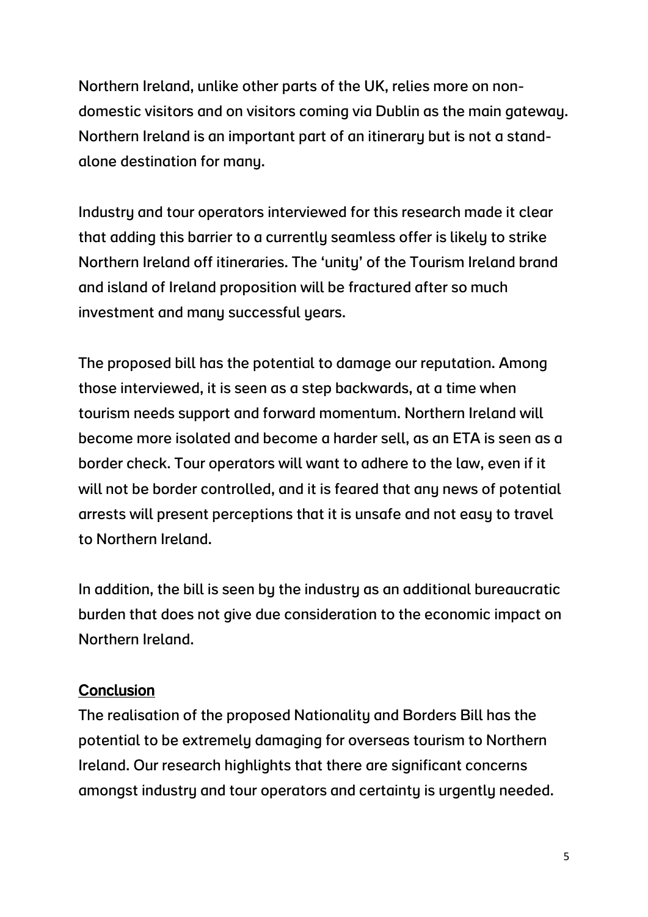Northern Ireland, unlike other parts of the UK, relies more on non-domestic visitors and on visitors coming via Dublin as the main gateway. Northern Ireland is an important part of an itinerary but is not a stand-alone destination for many.

Industry and tour operators interviewed for this research made it clear that adding this barrier to a currently seamless offer is likely to strike Northern Ireland off itineraries. The 'unity' of the Tourism Ireland brand and island of Ireland proposition will be fractured after so much investment and many successful years.

The proposed bill has the potential to damage our reputation. Among those interviewed, it is seen as a step backwards, at a time when tourism needs support and forward momentum. Northern Ireland will become more isolated and become a harder sell, as an ETA is seen as a border check. Tour operators will want to adhere to the law, even if it will not be border controlled, and it is feared that any news of potential arrests will present perceptions that it is unsafe and not easy to travel to Northern Ireland.

In addition, the bill is seen by the industry as an additional bureaucratic burden that does not give due consideration to the economic impact on Northern Ireland.

## Conclusion

The realisation of the proposed Nationality and Borders Bill has the potential to be extremely damaging for overseas tourism to Northern Ireland. Our research highlights that there are significant concerns amongst industry and tour operators and certainty is urgently needed.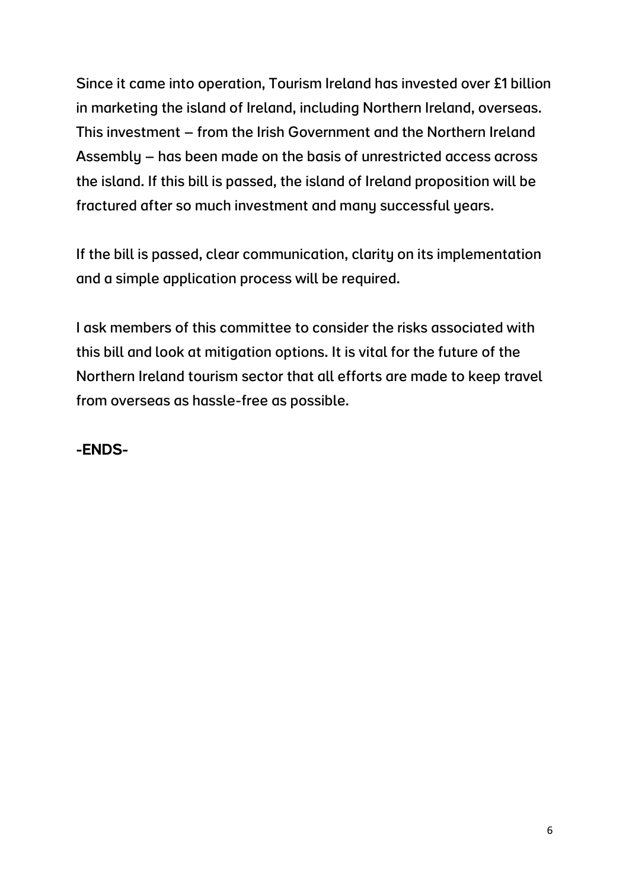Since it came into operation, Tourism Ireland has invested over £1 billion in marketing the island of Ireland, including Northern Ireland, overseas. This investment – from the Irish Government and the Northern Ireland Assembly – has been made on the basis of unrestricted access across the island. If this bill is passed, the island of Ireland proposition will be fractured after so much investment and many successful years.

If the bill is passed, clear communication, clarity on its implementation and a simple application process will be required.

I ask members of this committee to consider the risks associated with this bill and look at mitigation options. It is vital for the future of the Northern Ireland tourism sector that all efforts are made to keep travel from overseas as hassle-free as possible.

**-ENDS-**